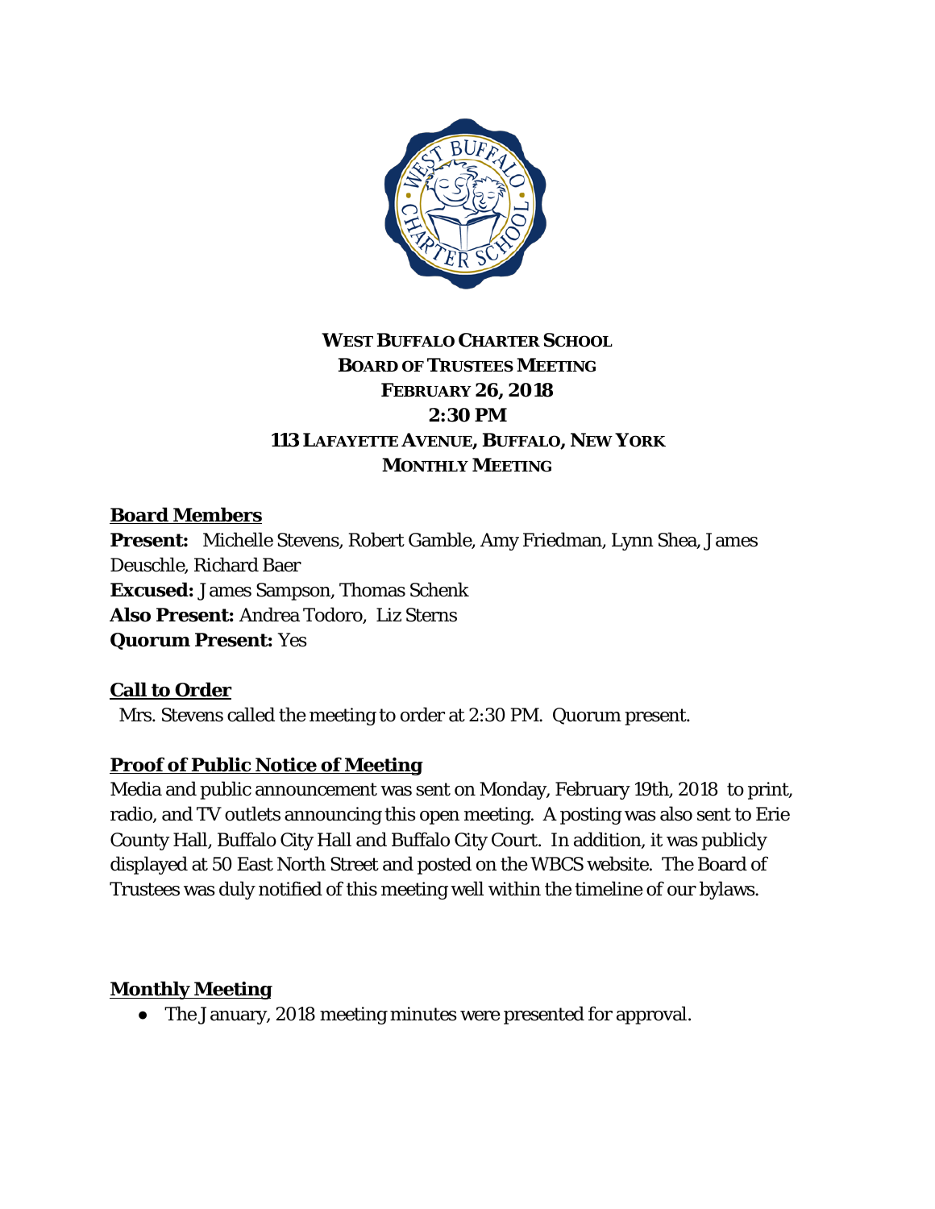**WEST BUFFALO CHARTER SCHOOL**
**BOARD OF TRUSTEES MEETING**
**FEBRUARY 26, 2018**
**2:30 PM**
**113 LAFAYETTE AVENUE, BUFFALO, NEW YORK**
**MONTHLY MEETING**

## Board Members

**Present:** Michelle Stevens, Robert Gamble, Amy Friedman, Lynn Shea, James Deuschle, Richard Baer
**Excused:** James Sampson, Thomas Schenk
**Also Present:** Andrea Todoro, Liz Sterns
**Quorum Present:** Yes

## Call to Order

Mrs. Stevens called the meeting to order at 2:30 PM. Quorum present.

## Proof of Public Notice of Meeting

Media and public announcement was sent on Monday, February 19th, 2018 to print, radio, and TV outlets announcing this open meeting. A posting was also sent to Erie County Hall, Buffalo City Hall and Buffalo City Court. In addition, it was publicly displayed at 50 East North Street and posted on the WBCS website. The Board of Trustees was duly notified of this meeting well within the timeline of our bylaws.

## Monthly Meeting

- The January, 2018 meeting minutes were presented for approval.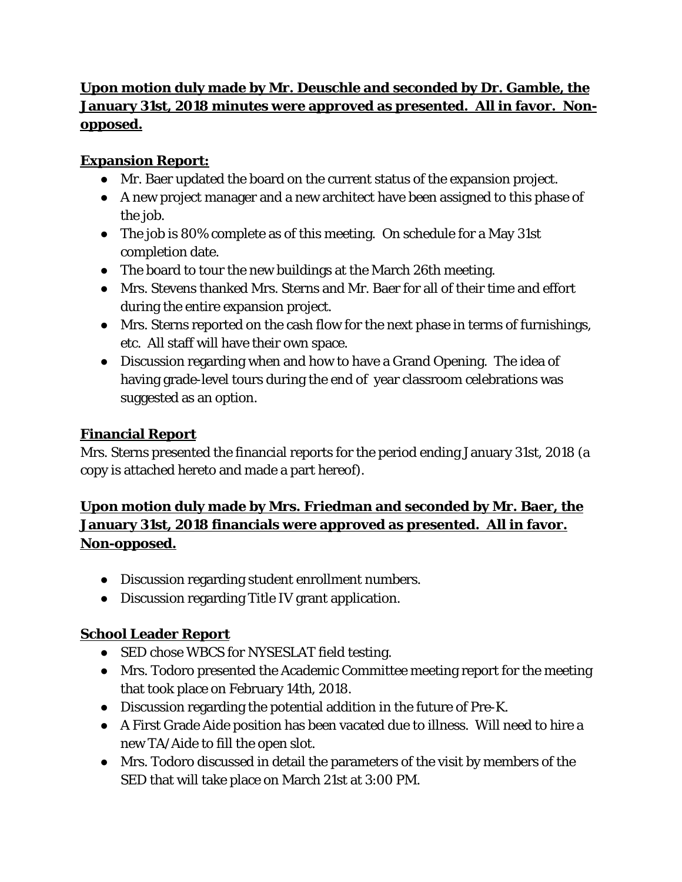**Upon motion duly made by Mr. Deuschle and seconded by Dr. Gamble, the January 31st, 2018 minutes were approved as presented. All in favor. Non-opposed.**

## **Expansion Report:**

- Mr. Baer updated the board on the current status of the expansion project.
- A new project manager and a new architect have been assigned to this phase of the job.
- The job is 80% complete as of this meeting. On schedule for a May 31st completion date.
- The board to tour the new buildings at the March 26th meeting.
- Mrs. Stevens thanked Mrs. Sterns and Mr. Baer for all of their time and effort during the entire expansion project.
- Mrs. Sterns reported on the cash flow for the next phase in terms of furnishings, etc. All staff will have their own space.
- Discussion regarding when and how to have a Grand Opening. The idea of having grade-level tours during the end of year classroom celebrations was suggested as an option.

## **Financial Report**

Mrs. Sterns presented the financial reports for the period ending January 31st, 2018 (a copy is attached hereto and made a part hereof).

**Upon motion duly made by Mrs. Friedman and seconded by Mr. Baer, the January 31st, 2018 financials were approved as presented. All in favor. Non-opposed.**

- Discussion regarding student enrollment numbers.
- Discussion regarding Title IV grant application.

## **School Leader Report**

- SED chose WBCS for NYSESLAT field testing.
- Mrs. Todoro presented the Academic Committee meeting report for the meeting that took place on February 14th, 2018.
- Discussion regarding the potential addition in the future of Pre-K.
- A First Grade Aide position has been vacated due to illness. Will need to hire a new TA/Aide to fill the open slot.
- Mrs. Todoro discussed in detail the parameters of the visit by members of the SED that will take place on March 21st at 3:00 PM.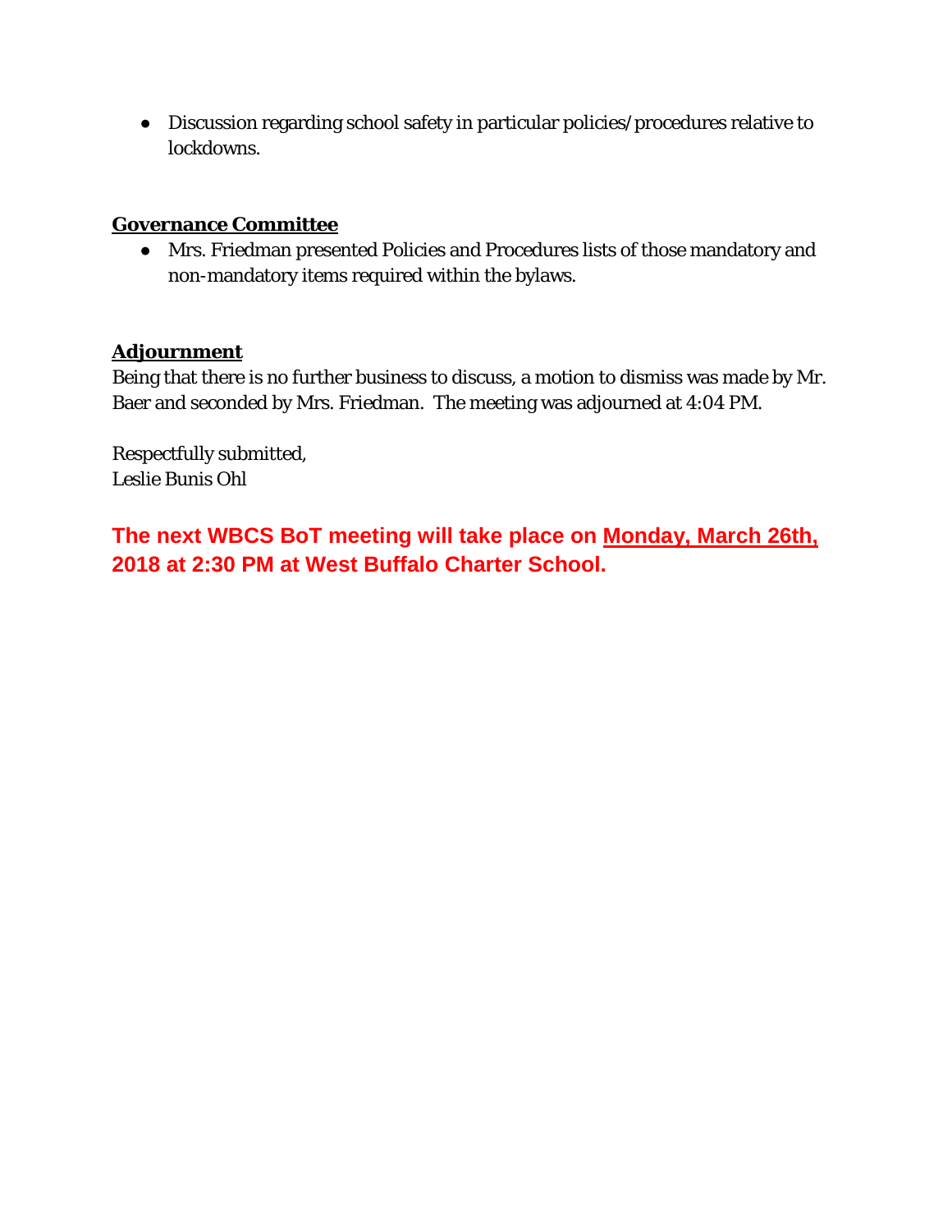- Discussion regarding school safety in particular policies/procedures relative to lockdowns.

**Governance Committee**

- Mrs. Friedman presented Policies and Procedures lists of those mandatory and non-mandatory items required within the bylaws.

**Adjournment**

Being that there is no further business to discuss, a motion to dismiss was made by Mr. Baer and seconded by Mrs. Friedman. The meeting was adjourned at 4:04 PM.

Respectfully submitted,
Leslie Bunis Ohl

**The next WBCS BoT meeting will take place on Monday, March 26th, 2018 at 2:30 PM at West Buffalo Charter School.**